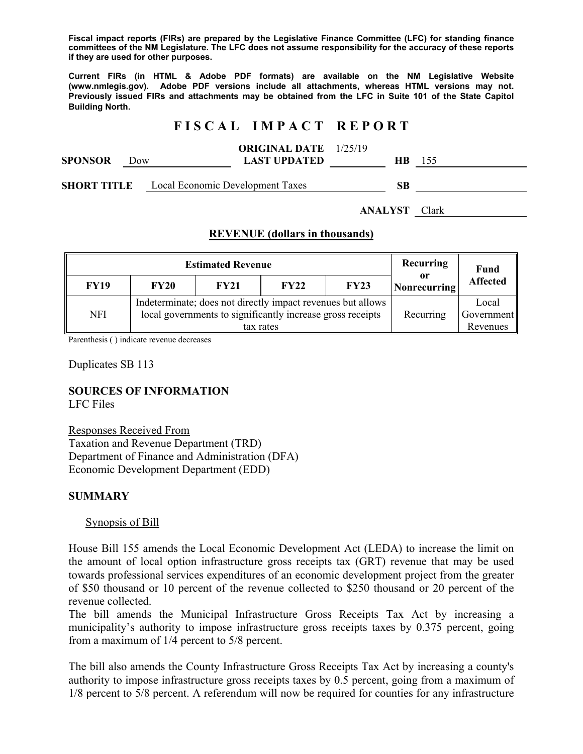**Fiscal impact reports (FIRs) are prepared by the Legislative Finance Committee (LFC) for standing finance committees of the NM Legislature. The LFC does not assume responsibility for the accuracy of these reports if they are used for other purposes.**

**Current FIRs (in HTML & Adobe PDF formats) are available on the NM Legislative Website (www.nmlegis.gov). Adobe PDF versions include all attachments, whereas HTML versions may not. Previously issued FIRs and attachments may be obtained from the LFC in Suite 101 of the State Capitol Building North.**

# F I S C A L   I M P A C T   R E P O R T

**SPONSOR** Dow **ORIGINAL DATE** 1/25/19 **LAST UPDATED** **HB** 155

**SHORT TITLE** Local Economic Development Taxes **SB**

**ANALYST** Clark

## REVENUE (dollars in thousands)

| Estimated Revenue | | | | | Recurring or Nonrecurring | Fund Affected |
|---|---|---|---|---|---|---|
| **FY19** | **FY20** | **FY21** | **FY22** | **FY23** | | |
| NFI | Indeterminate; does not directly impact revenues but allows local governments to significantly increase gross receipts tax rates | | | | Recurring | Local Government Revenues |

Parenthesis ( ) indicate revenue decreases

Duplicates SB 113

**SOURCES OF INFORMATION**
LFC Files

Responses Received From
Taxation and Revenue Department (TRD)
Department of Finance and Administration (DFA)
Economic Development Department (EDD)

**SUMMARY**

Synopsis of Bill

House Bill 155 amends the Local Economic Development Act (LEDA) to increase the limit on the amount of local option infrastructure gross receipts tax (GRT) revenue that may be used towards professional services expenditures of an economic development project from the greater of $50 thousand or 10 percent of the revenue collected to $250 thousand or 20 percent of the revenue collected.
The bill amends the Municipal Infrastructure Gross Receipts Tax Act by increasing a municipality's authority to impose infrastructure gross receipts taxes by 0.375 percent, going from a maximum of 1/4 percent to 5/8 percent.

The bill also amends the County Infrastructure Gross Receipts Tax Act by increasing a county's authority to impose infrastructure gross receipts taxes by 0.5 percent, going from a maximum of 1/8 percent to 5/8 percent. A referendum will now be required for counties for any infrastructure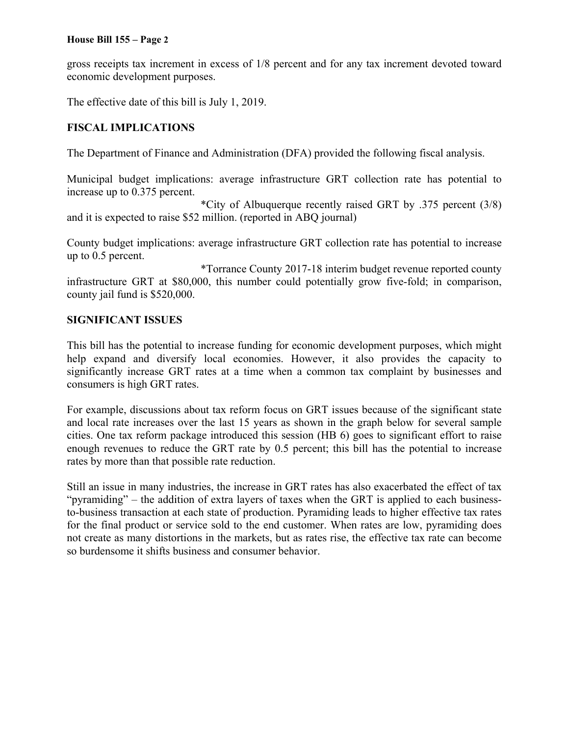gross receipts tax increment in excess of 1/8 percent and for any tax increment devoted toward economic development purposes.

The effective date of this bill is July 1, 2019.

## FISCAL IMPLICATIONS

The Department of Finance and Administration (DFA) provided the following fiscal analysis.

Municipal budget implications: average infrastructure GRT collection rate has potential to increase up to 0.375 percent.

*City of Albuquerque recently raised GRT by .375 percent (3/8) and it is expected to raise $52 million. (reported in ABQ journal)

County budget implications: average infrastructure GRT collection rate has potential to increase up to 0.5 percent.

*Torrance County 2017-18 interim budget revenue reported county infrastructure GRT at $80,000, this number could potentially grow five-fold; in comparison, county jail fund is $520,000.

## SIGNIFICANT ISSUES

This bill has the potential to increase funding for economic development purposes, which might help expand and diversify local economies. However, it also provides the capacity to significantly increase GRT rates at a time when a common tax complaint by businesses and consumers is high GRT rates.

For example, discussions about tax reform focus on GRT issues because of the significant state and local rate increases over the last 15 years as shown in the graph below for several sample cities. One tax reform package introduced this session (HB 6) goes to significant effort to raise enough revenues to reduce the GRT rate by 0.5 percent; this bill has the potential to increase rates by more than that possible rate reduction.

Still an issue in many industries, the increase in GRT rates has also exacerbated the effect of tax "pyramiding" – the addition of extra layers of taxes when the GRT is applied to each business-to-business transaction at each state of production. Pyramiding leads to higher effective tax rates for the final product or service sold to the end customer. When rates are low, pyramiding does not create as many distortions in the markets, but as rates rise, the effective tax rate can become so burdensome it shifts business and consumer behavior.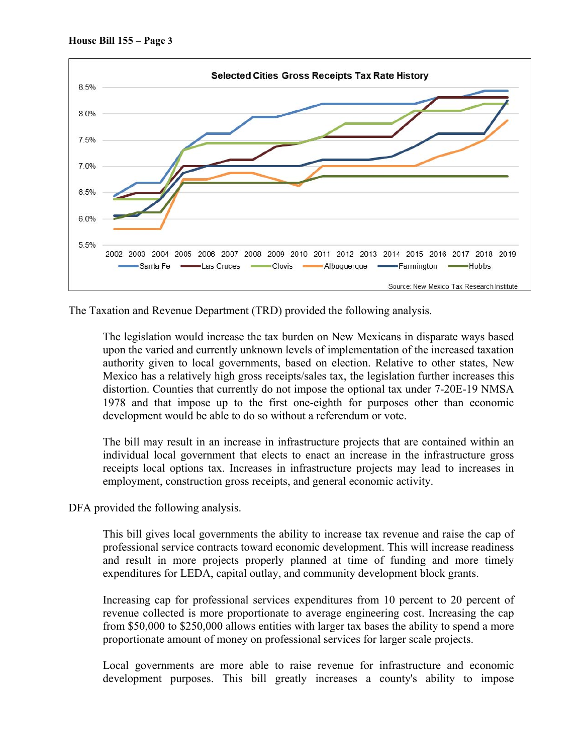The Taxation and Revenue Department (TRD) provided the following analysis.

> The legislation would increase the tax burden on New Mexicans in disparate ways based upon the varied and currently unknown levels of implementation of the increased taxation authority given to local governments, based on election. Relative to other states, New Mexico has a relatively high gross receipts/sales tax, the legislation further increases this distortion. Counties that currently do not impose the optional tax under 7-20E-19 NMSA 1978 and that impose up to the first one-eighth for purposes other than economic development would be able to do so without a referendum or vote.
>
> The bill may result in an increase in infrastructure projects that are contained within an individual local government that elects to enact an increase in the infrastructure gross receipts local options tax. Increases in infrastructure projects may lead to increases in employment, construction gross receipts, and general economic activity.

DFA provided the following analysis.

> This bill gives local governments the ability to increase tax revenue and raise the cap of professional service contracts toward economic development. This will increase readiness and result in more projects properly planned at time of funding and more timely expenditures for LEDA, capital outlay, and community development block grants.
>
> Increasing cap for professional services expenditures from 10 percent to 20 percent of revenue collected is more proportionate to average engineering cost. Increasing the cap from $50,000 to $250,000 allows entities with larger tax bases the ability to spend a more proportionate amount of money on professional services for larger scale projects.
>
> Local governments are more able to raise revenue for infrastructure and economic development purposes. This bill greatly increases a county's ability to impose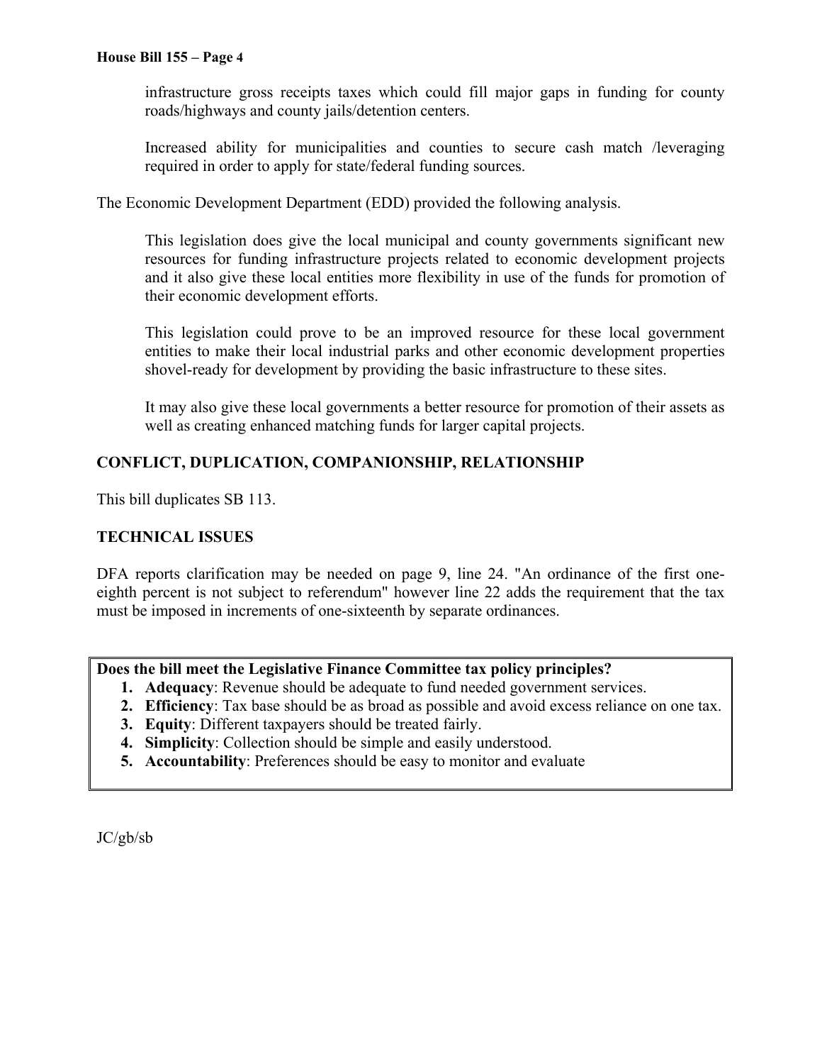infrastructure gross receipts taxes which could fill major gaps in funding for county roads/highways and county jails/detention centers.

Increased ability for municipalities and counties to secure cash match /leveraging required in order to apply for state/federal funding sources.

The Economic Development Department (EDD) provided the following analysis.

This legislation does give the local municipal and county governments significant new resources for funding infrastructure projects related to economic development projects and it also give these local entities more flexibility in use of the funds for promotion of their economic development efforts.

This legislation could prove to be an improved resource for these local government entities to make their local industrial parks and other economic development properties shovel-ready for development by providing the basic infrastructure to these sites.

It may also give these local governments a better resource for promotion of their assets as well as creating enhanced matching funds for larger capital projects.

## CONFLICT, DUPLICATION, COMPANIONSHIP, RELATIONSHIP

This bill duplicates SB 113.

## TECHNICAL ISSUES

DFA reports clarification may be needed on page 9, line 24. "An ordinance of the first one-eighth percent is not subject to referendum" however line 22 adds the requirement that the tax must be imposed in increments of one-sixteenth by separate ordinances.

**Does the bill meet the Legislative Finance Committee tax policy principles?**

1. **Adequacy**: Revenue should be adequate to fund needed government services.
2. **Efficiency**: Tax base should be as broad as possible and avoid excess reliance on one tax.
3. **Equity**: Different taxpayers should be treated fairly.
4. **Simplicity**: Collection should be simple and easily understood.
5. **Accountability**: Preferences should be easy to monitor and evaluate

JC/gb/sb